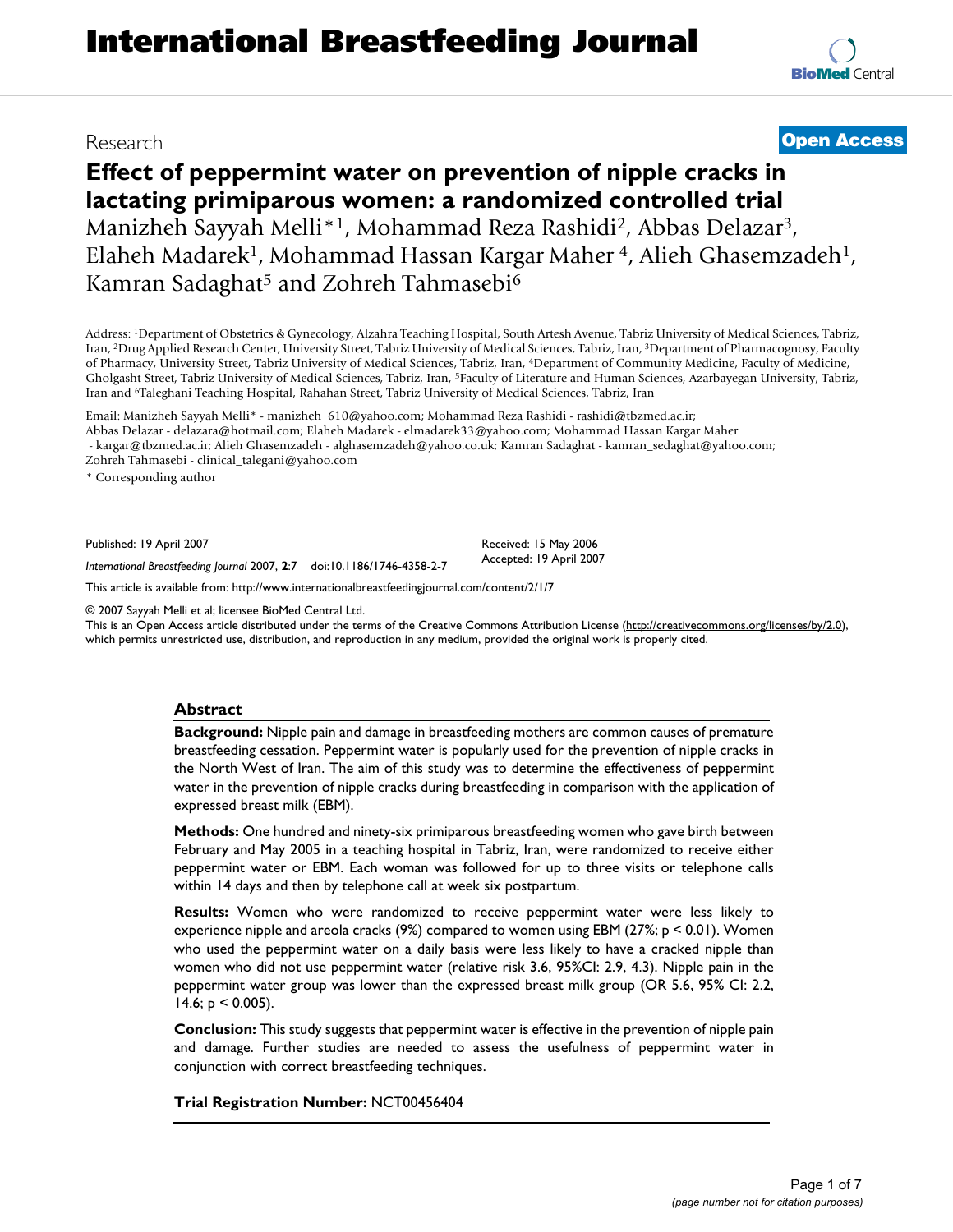Research **Open Access**

# Effect of peppermint water on prevention of nipple cracks in lactating primiparous women: a randomized controlled trial

Manizheh Sayyah Melli*[1], Mohammad Reza Rashidi[2], Abbas Delazar[3], Elaheh Madarek[1], Mohammad Hassan Kargar Maher[4], Alieh Ghasemzadeh[1], Kamran Sadaghat[5] and Zohreh Tahmasebi[6]

Address: [1]Department of Obstetrics & Gynecology, Alzahra Teaching Hospital, South Artesh Avenue, Tabriz University of Medical Sciences, Tabriz, Iran, [2]Drug Applied Research Center, University Street, Tabriz University of Medical Sciences, Tabriz, Iran, [3]Department of Pharmacognosy, Faculty of Pharmacy, University Street, Tabriz University of Medical Sciences, Tabriz, Iran, [4]Department of Community Medicine, Faculty of Medicine, Gholgasht Street, Tabriz University of Medical Sciences, Tabriz, Iran, [5]Faculty of Literature and Human Sciences, Azarbayegan University, Tabriz, Iran and [6]Taleghani Teaching Hospital, Rahahan Street, Tabriz University of Medical Sciences, Tabriz, Iran

Email: Manizheh Sayyah Melli* - manizheh_610@yahoo.com; Mohammad Reza Rashidi - rashidi@tbzmed.ac.ir; Abbas Delazar - delazara@hotmail.com; Elaheh Madarek - elmadarek33@yahoo.com; Mohammad Hassan Kargar Maher - kargar@tbzmed.ac.ir; Alieh Ghasemzadeh - alghasemzadeh@yahoo.co.uk; Kamran Sadaghat - kamran_sedaghat@yahoo.com; Zohreh Tahmasebi - clinical_talegani@yahoo.com

\* Corresponding author

Published: 19 April 2007

*International Breastfeeding Journal* 2007, **2**:7 doi:10.1186/1746-4358-2-7

Received: 15 May 2006
Accepted: 19 April 2007

This article is available from: http://www.internationalbreastfeedingjournal.com/content/2/1/7

© 2007 Sayyah Melli et al; licensee BioMed Central Ltd.
This is an Open Access article distributed under the terms of the Creative Commons Attribution License (http://creativecommons.org/licenses/by/2.0), which permits unrestricted use, distribution, and reproduction in any medium, provided the original work is properly cited.

## Abstract

**Background:** Nipple pain and damage in breastfeeding mothers are common causes of premature breastfeeding cessation. Peppermint water is popularly used for the prevention of nipple cracks in the North West of Iran. The aim of this study was to determine the effectiveness of peppermint water in the prevention of nipple cracks during breastfeeding in comparison with the application of expressed breast milk (EBM).

**Methods:** One hundred and ninety-six primiparous breastfeeding women who gave birth between February and May 2005 in a teaching hospital in Tabriz, Iran, were randomized to receive either peppermint water or EBM. Each woman was followed for up to three visits or telephone calls within 14 days and then by telephone call at week six postpartum.

**Results:** Women who were randomized to receive peppermint water were less likely to experience nipple and areola cracks (9%) compared to women using EBM (27%; $p < 0.01$). Women who used the peppermint water on a daily basis were less likely to have a cracked nipple than women who did not use peppermint water (relative risk 3.6, 95%CI: 2.9, 4.3). Nipple pain in the peppermint water group was lower than the expressed breast milk group (OR 5.6, 95% CI: 2.2, 14.6; $p < 0.005$).

**Conclusion:** This study suggests that peppermint water is effective in the prevention of nipple pain and damage. Further studies are needed to assess the usefulness of peppermint water in conjunction with correct breastfeeding techniques.

**Trial Registration Number:** NCT00456404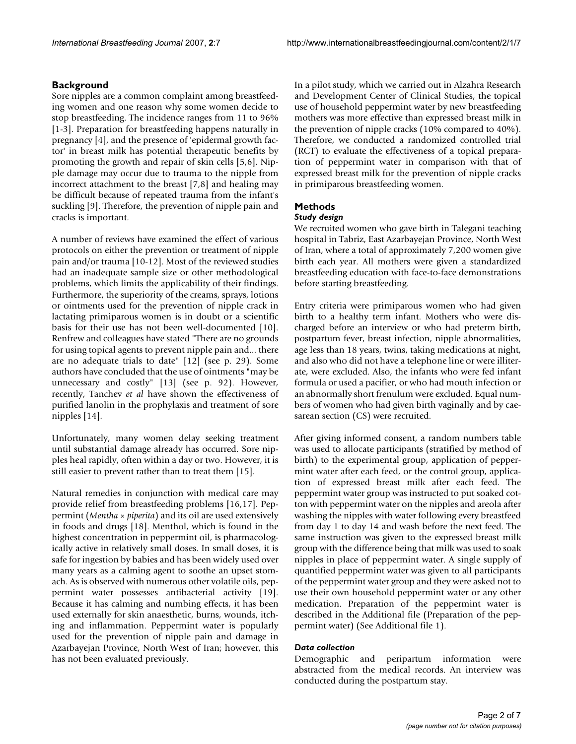## Background

Sore nipples are a common complaint among breastfeeding women and one reason why some women decide to stop breastfeeding. The incidence ranges from 11 to 96% [1-3]. Preparation for breastfeeding happens naturally in pregnancy [4], and the presence of 'epidermal growth factor' in breast milk has potential therapeutic benefits by promoting the growth and repair of skin cells [5,6]. Nipple damage may occur due to trauma to the nipple from incorrect attachment to the breast [7,8] and healing may be difficult because of repeated trauma from the infant's suckling [9]. Therefore, the prevention of nipple pain and cracks is important.

A number of reviews have examined the effect of various protocols on either the prevention or treatment of nipple pain and/or trauma [10-12]. Most of the reviewed studies had an inadequate sample size or other methodological problems, which limits the applicability of their findings. Furthermore, the superiority of the creams, sprays, lotions or ointments used for the prevention of nipple crack in lactating primiparous women is in doubt or a scientific basis for their use has not been well-documented [10]. Renfrew and colleagues have stated "There are no grounds for using topical agents to prevent nipple pain and... there are no adequate trials to date" [12] (see p. 29). Some authors have concluded that the use of ointments "may be unnecessary and costly" [13] (see p. 92). However, recently, Tanchev *et al* have shown the effectiveness of purified lanolin in the prophylaxis and treatment of sore nipples [14].

Unfortunately, many women delay seeking treatment until substantial damage already has occurred. Sore nipples heal rapidly, often within a day or two. However, it is still easier to prevent rather than to treat them [15].

Natural remedies in conjunction with medical care may provide relief from breastfeeding problems [16,17]. Peppermint (*Mentha × piperita*) and its oil are used extensively in foods and drugs [18]. Menthol, which is found in the highest concentration in peppermint oil, is pharmacologically active in relatively small doses. In small doses, it is safe for ingestion by babies and has been widely used over many years as a calming agent to soothe an upset stomach. As is observed with numerous other volatile oils, peppermint water possesses antibacterial activity [19]. Because it has calming and numbing effects, it has been used externally for skin anaesthetic, burns, wounds, itching and inflammation. Peppermint water is popularly used for the prevention of nipple pain and damage in Azarbayejan Province, North West of Iran; however, this has not been evaluated previously.

In a pilot study, which we carried out in Alzahra Research and Development Center of Clinical Studies, the topical use of household peppermint water by new breastfeeding mothers was more effective than expressed breast milk in the prevention of nipple cracks (10% compared to 40%). Therefore, we conducted a randomized controlled trial (RCT) to evaluate the effectiveness of a topical preparation of peppermint water in comparison with that of expressed breast milk for the prevention of nipple cracks in primiparous breastfeeding women.

## Methods

### Study design

We recruited women who gave birth in Talegani teaching hospital in Tabriz, East Azarbayejan Province, North West of Iran, where a total of approximately 7,200 women give birth each year. All mothers were given a standardized breastfeeding education with face-to-face demonstrations before starting breastfeeding.

Entry criteria were primiparous women who had given birth to a healthy term infant. Mothers who were discharged before an interview or who had preterm birth, postpartum fever, breast infection, nipple abnormalities, age less than 18 years, twins, taking medications at night, and also who did not have a telephone line or were illiterate, were excluded. Also, the infants who were fed infant formula or used a pacifier, or who had mouth infection or an abnormally short frenulum were excluded. Equal numbers of women who had given birth vaginally and by caesarean section (CS) were recruited.

After giving informed consent, a random numbers table was used to allocate participants (stratified by method of birth) to the experimental group, application of peppermint water after each feed, or the control group, application of expressed breast milk after each feed. The peppermint water group was instructed to put soaked cotton with peppermint water on the nipples and areola after washing the nipples with water following every breastfeed from day 1 to day 14 and wash before the next feed. The same instruction was given to the expressed breast milk group with the difference being that milk was used to soak nipples in place of peppermint water. A single supply of quantified peppermint water was given to all participants of the peppermint water group and they were asked not to use their own household peppermint water or any other medication. Preparation of the peppermint water is described in the Additional file (Preparation of the peppermint water) (See Additional file 1).

### Data collection

Demographic and peripartum information were abstracted from the medical records. An interview was conducted during the postpartum stay.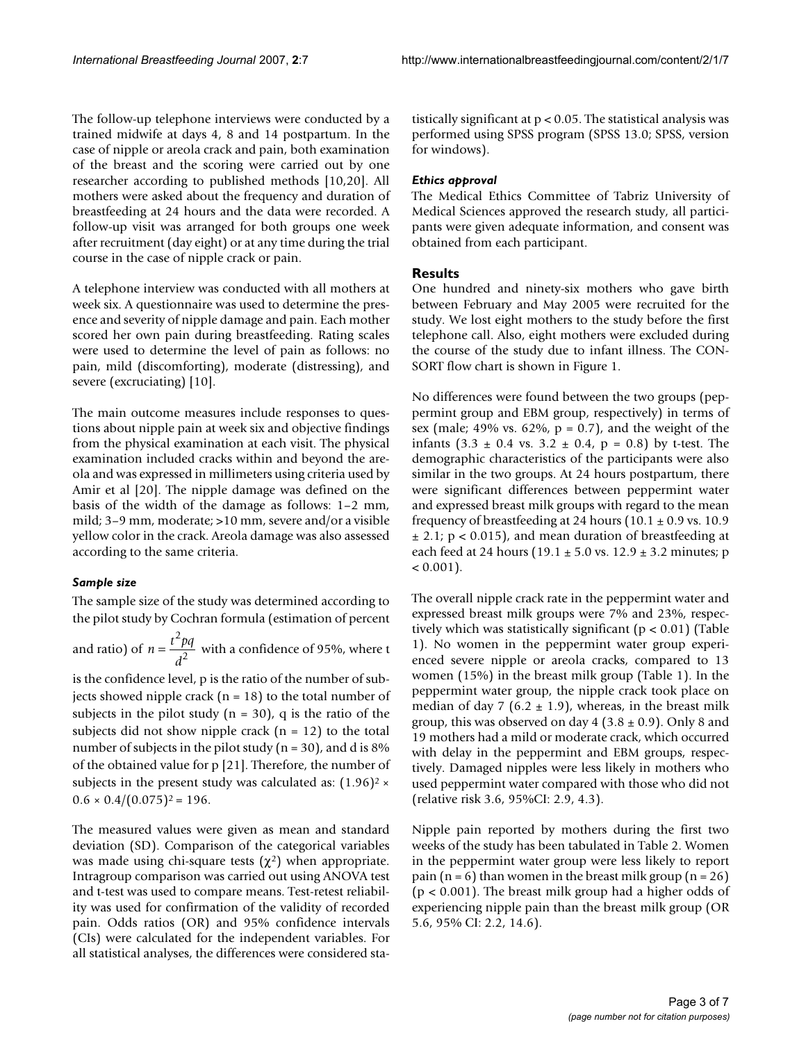The follow-up telephone interviews were conducted by a trained midwife at days 4, 8 and 14 postpartum. In the case of nipple or areola crack and pain, both examination of the breast and the scoring were carried out by one researcher according to published methods [10,20]. All mothers were asked about the frequency and duration of breastfeeding at 24 hours and the data were recorded. A follow-up visit was arranged for both groups one week after recruitment (day eight) or at any time during the trial course in the case of nipple crack or pain.

A telephone interview was conducted with all mothers at week six. A questionnaire was used to determine the presence and severity of nipple damage and pain. Each mother scored her own pain during breastfeeding. Rating scales were used to determine the level of pain as follows: no pain, mild (discomforting), moderate (distressing), and severe (excruciating) [10].

The main outcome measures include responses to questions about nipple pain at week six and objective findings from the physical examination at each visit. The physical examination included cracks within and beyond the areola and was expressed in millimeters using criteria used by Amir et al [20]. The nipple damage was defined on the basis of the width of the damage as follows: 1–2 mm, mild; 3–9 mm, moderate; >10 mm, severe and/or a visible yellow color in the crack. Areola damage was also assessed according to the same criteria.

### *Sample size*

The sample size of the study was determined according to the pilot study by Cochran formula (estimation of percent and ratio) of $n = \frac{t^2 pq}{d^2}$ with a confidence of 95%, where t is the confidence level, p is the ratio of the number of subjects showed nipple crack (n = 18) to the total number of subjects in the pilot study (n = 30), q is the ratio of the subjects did not show nipple crack (n = 12) to the total number of subjects in the pilot study (n = 30), and d is 8% of the obtained value for p [21]. Therefore, the number of subjects in the present study was calculated as: $(1.96)^2 \times 0.6 \times 0.4/(0.075)^2 = 196$.

The measured values were given as mean and standard deviation (SD). Comparison of the categorical variables was made using chi-square tests ($\chi^2$) when appropriate. Intragroup comparison was carried out using ANOVA test and t-test was used to compare means. Test-retest reliability was used for confirmation of the validity of recorded pain. Odds ratios (OR) and 95% confidence intervals (CIs) were calculated for the independent variables. For all statistical analyses, the differences were considered statistically significant at $p < 0.05$. The statistical analysis was performed using SPSS program (SPSS 13.0; SPSS, version for windows).

### *Ethics approval*

The Medical Ethics Committee of Tabriz University of Medical Sciences approved the research study, all participants were given adequate information, and consent was obtained from each participant.

## Results

One hundred and ninety-six mothers who gave birth between February and May 2005 were recruited for the study. We lost eight mothers to the study before the first telephone call. Also, eight mothers were excluded during the course of the study due to infant illness. The CONSORT flow chart is shown in Figure 1.

No differences were found between the two groups (peppermint group and EBM group, respectively) in terms of sex (male; 49% vs. 62%, p = 0.7), and the weight of the infants (3.3 ± 0.4 vs. 3.2 ± 0.4, p = 0.8) by t-test. The demographic characteristics of the participants were also similar in the two groups. At 24 hours postpartum, there were significant differences between peppermint water and expressed breast milk groups with regard to the mean frequency of breastfeeding at 24 hours (10.1 ± 0.9 vs. 10.9 ± 2.1; p < 0.015), and mean duration of breastfeeding at each feed at 24 hours (19.1 ± 5.0 vs. 12.9 ± 3.2 minutes; p < 0.001).

The overall nipple crack rate in the peppermint water and expressed breast milk groups were 7% and 23%, respectively which was statistically significant (p < 0.01) (Table 1). No women in the peppermint water group experienced severe nipple or areola cracks, compared to 13 women (15%) in the breast milk group (Table 1). In the peppermint water group, the nipple crack took place on median of day 7 (6.2 ± 1.9), whereas, in the breast milk group, this was observed on day 4 (3.8 ± 0.9). Only 8 and 19 mothers had a mild or moderate crack, which occurred with delay in the peppermint and EBM groups, respectively. Damaged nipples were less likely in mothers who used peppermint water compared with those who did not (relative risk 3.6, 95%CI: 2.9, 4.3).

Nipple pain reported by mothers during the first two weeks of the study has been tabulated in Table 2. Women in the peppermint water group were less likely to report pain (n = 6) than women in the breast milk group (n = 26) (p < 0.001). The breast milk group had a higher odds of experiencing nipple pain than the breast milk group (OR 5.6, 95% CI: 2.2, 14.6).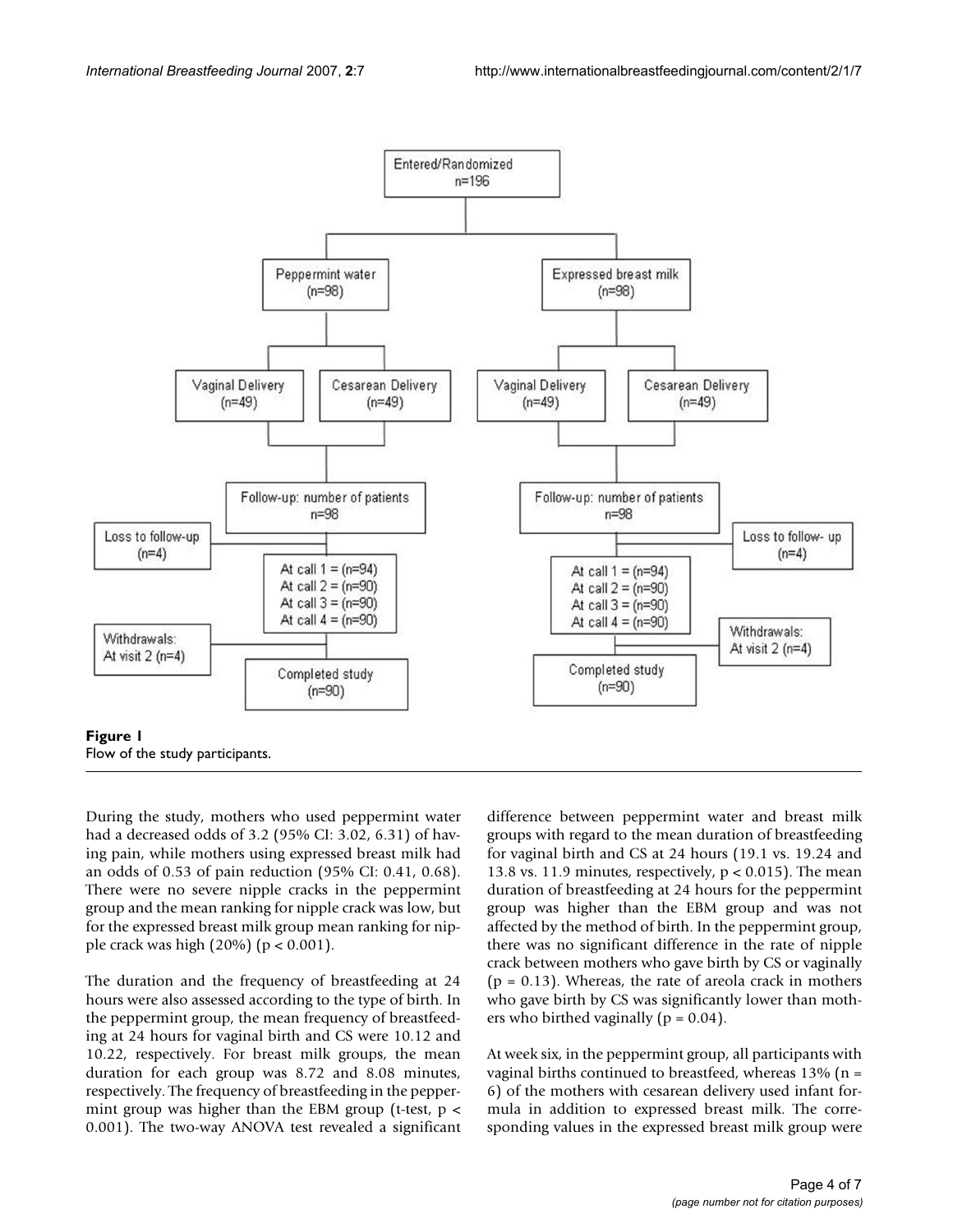**Figure 1**
Flow of the study participants.

During the study, mothers who used peppermint water had a decreased odds of 3.2 (95% CI: 3.02, 6.31) of having pain, while mothers using expressed breast milk had an odds of 0.53 of pain reduction (95% CI: 0.41, 0.68). There were no severe nipple cracks in the peppermint group and the mean ranking for nipple crack was low, but for the expressed breast milk group mean ranking for nipple crack was high (20%) ($p < 0.001$).

The duration and the frequency of breastfeeding at 24 hours were also assessed according to the type of birth. In the peppermint group, the mean frequency of breastfeeding at 24 hours for vaginal birth and CS were 10.12 and 10.22, respectively. For breast milk groups, the mean duration for each group was 8.72 and 8.08 minutes, respectively. The frequency of breastfeeding in the peppermint group was higher than the EBM group (t-test, $p < 0.001$). The two-way ANOVA test revealed a significant difference between peppermint water and breast milk groups with regard to the mean duration of breastfeeding for vaginal birth and CS at 24 hours (19.1 vs. 19.24 and 13.8 vs. 11.9 minutes, respectively, $p < 0.015$). The mean duration of breastfeeding at 24 hours for the peppermint group was higher than the EBM group and was not affected by the method of birth. In the peppermint group, there was no significant difference in the rate of nipple crack between mothers who gave birth by CS or vaginally ($p = 0.13$). Whereas, the rate of areola crack in mothers who gave birth by CS was significantly lower than mothers who birthed vaginally ($p = 0.04$).

At week six, in the peppermint group, all participants with vaginal births continued to breastfeed, whereas 13% (n = 6) of the mothers with cesarean delivery used infant formula in addition to expressed breast milk. The corresponding values in the expressed breast milk group were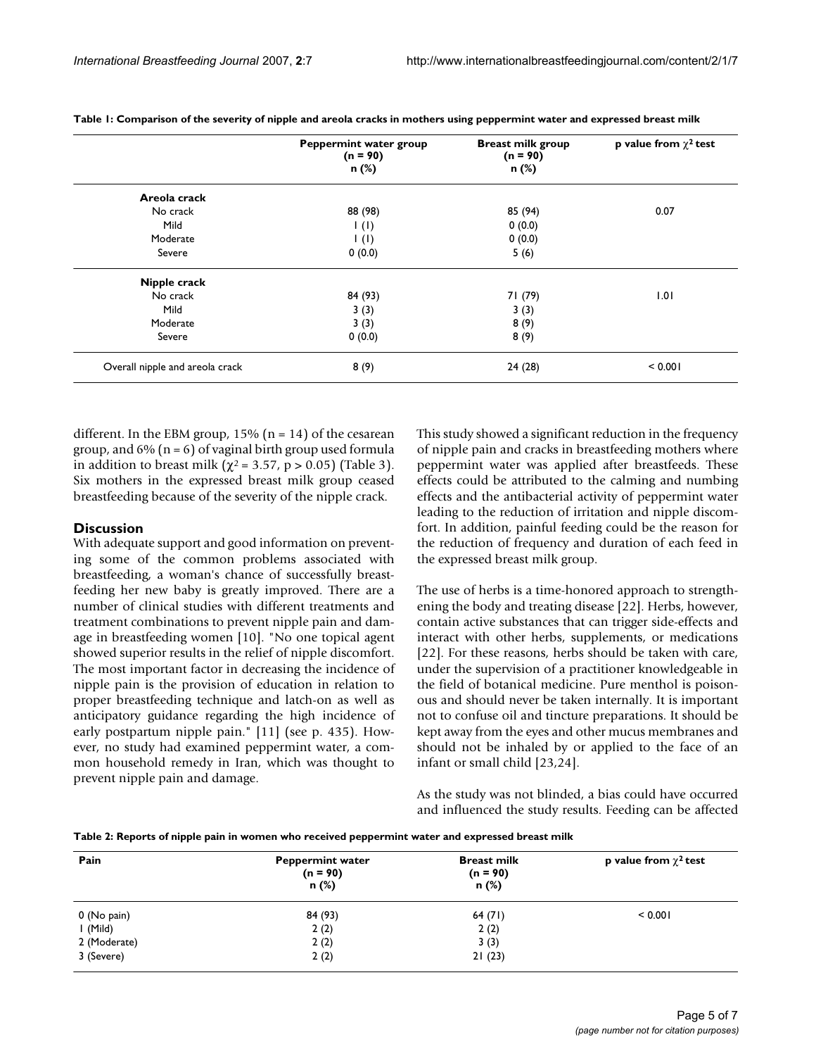**Table 1: Comparison of the severity of nipple and areola cracks in mothers using peppermint water and expressed breast milk**

| | Peppermint water group (n = 90) n (%) | Breast milk group (n = 90) n (%) | p value from $\chi^2$ test |
|---|---|---|---|
| **Areola crack** | | | |
| No crack | 88 (98) | 85 (94) | 0.07 |
| Mild | 1 (1) | 0 (0.0) | |
| Moderate | 1 (1) | 0 (0.0) | |
| Severe | 0 (0.0) | 5 (6) | |
| **Nipple crack** | | | |
| No crack | 84 (93) | 71 (79) | 1.01 |
| Mild | 3 (3) | 3 (3) | |
| Moderate | 3 (3) | 8 (9) | |
| Severe | 0 (0.0) | 8 (9) | |
| Overall nipple and areola crack | 8 (9) | 24 (28) | < 0.001 |

different. In the EBM group, 15% (n = 14) of the cesarean group, and 6% (n = 6) of vaginal birth group used formula in addition to breast milk ($\chi^2 = 3.57$, $p > 0.05$) (Table 3). Six mothers in the expressed breast milk group ceased breastfeeding because of the severity of the nipple crack.

## Discussion

With adequate support and good information on preventing some of the common problems associated with breastfeeding, a woman's chance of successfully breastfeeding her new baby is greatly improved. There are a number of clinical studies with different treatments and treatment combinations to prevent nipple pain and damage in breastfeeding women [10]. "No one topical agent showed superior results in the relief of nipple discomfort. The most important factor in decreasing the incidence of nipple pain is the provision of education in relation to proper breastfeeding technique and latch-on as well as anticipatory guidance regarding the high incidence of early postpartum nipple pain." [11] (see p. 435). However, no study had examined peppermint water, a common household remedy in Iran, which was thought to prevent nipple pain and damage.

This study showed a significant reduction in the frequency of nipple pain and cracks in breastfeeding mothers where peppermint water was applied after breastfeeds. These effects could be attributed to the calming and numbing effects and the antibacterial activity of peppermint water leading to the reduction of irritation and nipple discomfort. In addition, painful feeding could be the reason for the reduction of frequency and duration of each feed in the expressed breast milk group.

The use of herbs is a time-honored approach to strengthening the body and treating disease [22]. Herbs, however, contain active substances that can trigger side-effects and interact with other herbs, supplements, or medications [22]. For these reasons, herbs should be taken with care, under the supervision of a practitioner knowledgeable in the field of botanical medicine. Pure menthol is poisonous and should never be taken internally. It is important not to confuse oil and tincture preparations. It should be kept away from the eyes and other mucus membranes and should not be inhaled by or applied to the face of an infant or small child [23,24].

As the study was not blinded, a bias could have occurred and influenced the study results. Feeding can be affected

**Table 2: Reports of nipple pain in women who received peppermint water and expressed breast milk**

| Pain | Peppermint water (n = 90) n (%) | Breast milk (n = 90) n (%) | p value from $\chi^2$ test |
|---|---|---|---|
| 0 (No pain) | 84 (93) | 64 (71) | < 0.001 |
| 1 (Mild) | 2 (2) | 2 (2) | |
| 2 (Moderate) | 2 (2) | 3 (3) | |
| 3 (Severe) | 2 (2) | 21 (23) | |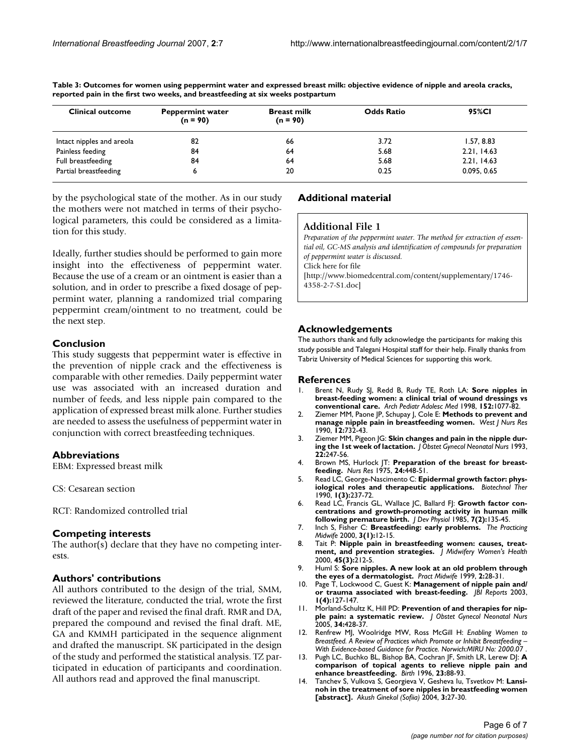**Table 3: Outcomes for women using peppermint water and expressed breast milk: objective evidence of nipple and areola cracks, reported pain in the first two weeks, and breastfeeding at six weeks postpartum**

| Clinical outcome | Peppermint water (n = 90) | Breast milk (n = 90) | Odds Ratio | 95%CI |
|---|---|---|---|---|
| Intact nipples and areola | 82 | 66 | 3.72 | 1.57, 8.83 |
| Painless feeding | 84 | 64 | 5.68 | 2.21, 14.63 |
| Full breastfeeding | 84 | 64 | 5.68 | 2.21, 14.63 |
| Partial breastfeeding | 6 | 20 | 0.25 | 0.095, 0.65 |

by the psychological state of the mother. As in our study the mothers were not matched in terms of their psychological parameters, this could be considered as a limitation for this study.

Ideally, further studies should be performed to gain more insight into the effectiveness of peppermint water. Because the use of a cream or an ointment is easier than a solution, and in order to prescribe a fixed dosage of peppermint water, planning a randomized trial comparing peppermint cream/ointment to no treatment, could be the next step.

## Conclusion

This study suggests that peppermint water is effective in the prevention of nipple crack and the effectiveness is comparable with other remedies. Daily peppermint water use was associated with an increased duration and number of feeds, and less nipple pain compared to the application of expressed breast milk alone. Further studies are needed to assess the usefulness of peppermint water in conjunction with correct breastfeeding techniques.

## Abbreviations

EBM: Expressed breast milk

CS: Cesarean section

RCT: Randomized controlled trial

## Competing interests

The author(s) declare that they have no competing interests.

## Authors' contributions

All authors contributed to the design of the trial, SMM, reviewed the literature, conducted the trial, wrote the first draft of the paper and revised the final draft. RMR and DA, prepared the compound and revised the final draft. ME, GA and KMMH participated in the sequence alignment and drafted the manuscript. SK participated in the design of the study and performed the statistical analysis. TZ participated in education of participants and coordination. All authors read and approved the final manuscript.

## Additional material

### Additional File 1

*Preparation of the peppermint water. The method for extraction of essential oil, GC-MS analysis and identification of compounds for preparation of peppermint water is discussed.*
Click here for file
[http://www.biomedcentral.com/content/supplementary/1746-4358-2-7-S1.doc]

## Acknowledgements

The authors thank and fully acknowledge the participants for making this study possible and Talegani Hospital staff for their help. Finally thanks from Tabriz University of Medical Sciences for supporting this work.

## References

1. Brent N, Rudy SJ, Redd B, Rudy TE, Roth LA: **Sore nipples in breast-feeding women: a clinical trial of wound dressings vs conventional care.** *Arch Pediatr Adolesc Med* 1998, **152:**1077-82.
2. Ziemer MM, Paone JP, Schupay J, Cole E: **Methods to prevent and manage nipple pain in breastfeeding women.** *West J Nurs Res* 1990, **12:**732-43.
3. Ziemer MM, Pigeon JG: **Skin changes and pain in the nipple during the 1st week of lactation.** *J Obstet Gynecol Neonatal Nurs* 1993, **22:**247-56.
4. Brown MS, Hurlock JT: **Preparation of the breast for breastfeeding.** *Nurs Res* 1975, **24:**448-51.
5. Read LC, George-Nascimento C: **Epidermal growth factor: physiological roles and therapeutic applications.** *Biotechnol Ther* 1990, **1(3):**237-72.
6. Read LC, Francis GL, Wallace JC, Ballard FJ: **Growth factor concentrations and growth-promoting activity in human milk following premature birth.** *J Dev Physiol* 1985, **7(2):**135-45.
7. Inch S, Fisher C: **Breastfeeding: early problems.** *The Practicing Midwife* 2000, **3(1):**12-15.
8. Tait P: **Nipple pain in breastfeeding women: causes, treatment, and prevention strategies.** *J Midwifery Women's Health* 2000, **45(3):**212-5.
9. Huml S: **Sore nipples. A new look at an old problem through the eyes of a dermatologist.** *Pract Midwife* 1999, **2:**28-31.
10. Page T, Lockwood C, Guest K: **Management of nipple pain and/or trauma associated with breast-feeding.** *JBI Reports* 2003, **1(4):**127-147.
11. Morland-Schultz K, Hill PD: **Prevention of and therapies for nipple pain: a systematic review.** *J Obstet Gynecol Neonatal Nurs* 2005, **34:**428-37.
12. Renfrew MJ, Woolridge MW, Ross McGill H: *Enabling Women to Breastfeed. A Review of Practices which Promote or Inhibit Breastfeeding – With Evidence-based Guidance for Practice. Norwich:MIRU No: 2000.07* .
13. Pugh LC, Buchko BL, Bishop BA, Cochran JF, Smith LR, Lerew DJ: **A comparison of topical agents to relieve nipple pain and enhance breastfeeding.** *Birth* 1996, **23:**88-93.
14. Tanchev S, Vulkova S, Georgieva V, Gesheva Iu, Tsvetkov M: **Lansinoh in the treatment of sore nipples in breastfeeding women [abstract].** *Akush Ginekol (Sofiia)* 2004, **3:**27-30.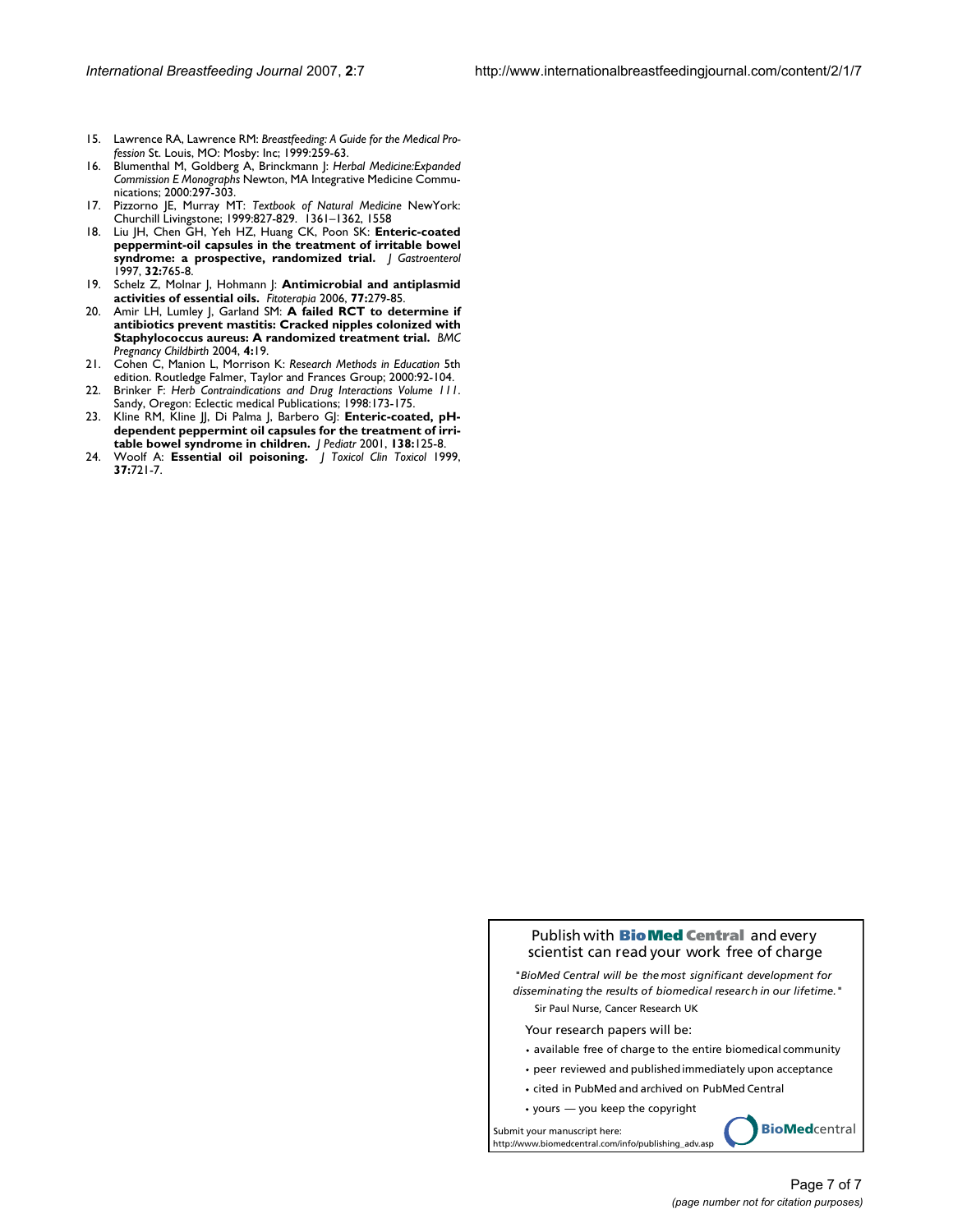15. Lawrence RA, Lawrence RM: *Breastfeeding: A Guide for the Medical Profession* St. Louis, MO: Mosby: Inc; 1999:259-63.
16. Blumenthal M, Goldberg A, Brinckmann J: *Herbal Medicine:Expanded Commission E Monographs* Newton, MA Integrative Medicine Communications; 2000:297-303.
17. Pizzorno JE, Murray MT: *Textbook of Natural Medicine* NewYork: Churchill Livingstone; 1999:827-829. 1361–1362, 1558
18. Liu JH, Chen GH, Yeh HZ, Huang CK, Poon SK: **Enteric-coated peppermint-oil capsules in the treatment of irritable bowel syndrome: a prospective, randomized trial.** *J Gastroenterol* 1997, **32:**765-8.
19. Schelz Z, Molnar J, Hohmann J: **Antimicrobial and antiplasmid activities of essential oils.** *Fitoterapia* 2006, **77:**279-85.
20. Amir LH, Lumley J, Garland SM: **A failed RCT to determine if antibiotics prevent mastitis: Cracked nipples colonized with Staphylococcus aureus: A randomized treatment trial.** *BMC Pregnancy Childbirth* 2004, **4:**19.
21. Cohen C, Manion L, Morrison K: *Research Methods in Education* 5th edition. Routledge Falmer, Taylor and Frances Group; 2000:92-104.
22. Brinker F: *Herb Contraindications and Drug Interactions Volume 111*. Sandy, Oregon: Eclectic medical Publications; 1998:173-175.
23. Kline RM, Kline JJ, Di Palma J, Barbero GJ: **Enteric-coated, pH-dependent peppermint oil capsules for the treatment of irritable bowel syndrome in children.** *J Pediatr* 2001, **138:**125-8.
24. Woolf A: **Essential oil poisoning.** *J Toxicol Clin Toxicol* 1999, **37:**721-7.

Publish with **BioMed Central** and every scientist can read your work free of charge

*"BioMed Central will be the most significant development for disseminating the results of biomedical research in our lifetime."*

Sir Paul Nurse, Cancer Research UK

Your research papers will be:

- available free of charge to the entire biomedical community
- peer reviewed and published immediately upon acceptance
- cited in PubMed and archived on PubMed Central
- yours — you keep the copyright

Submit your manuscript here:
http://www.biomedcentral.com/info/publishing_adv.asp

**BioMed**central